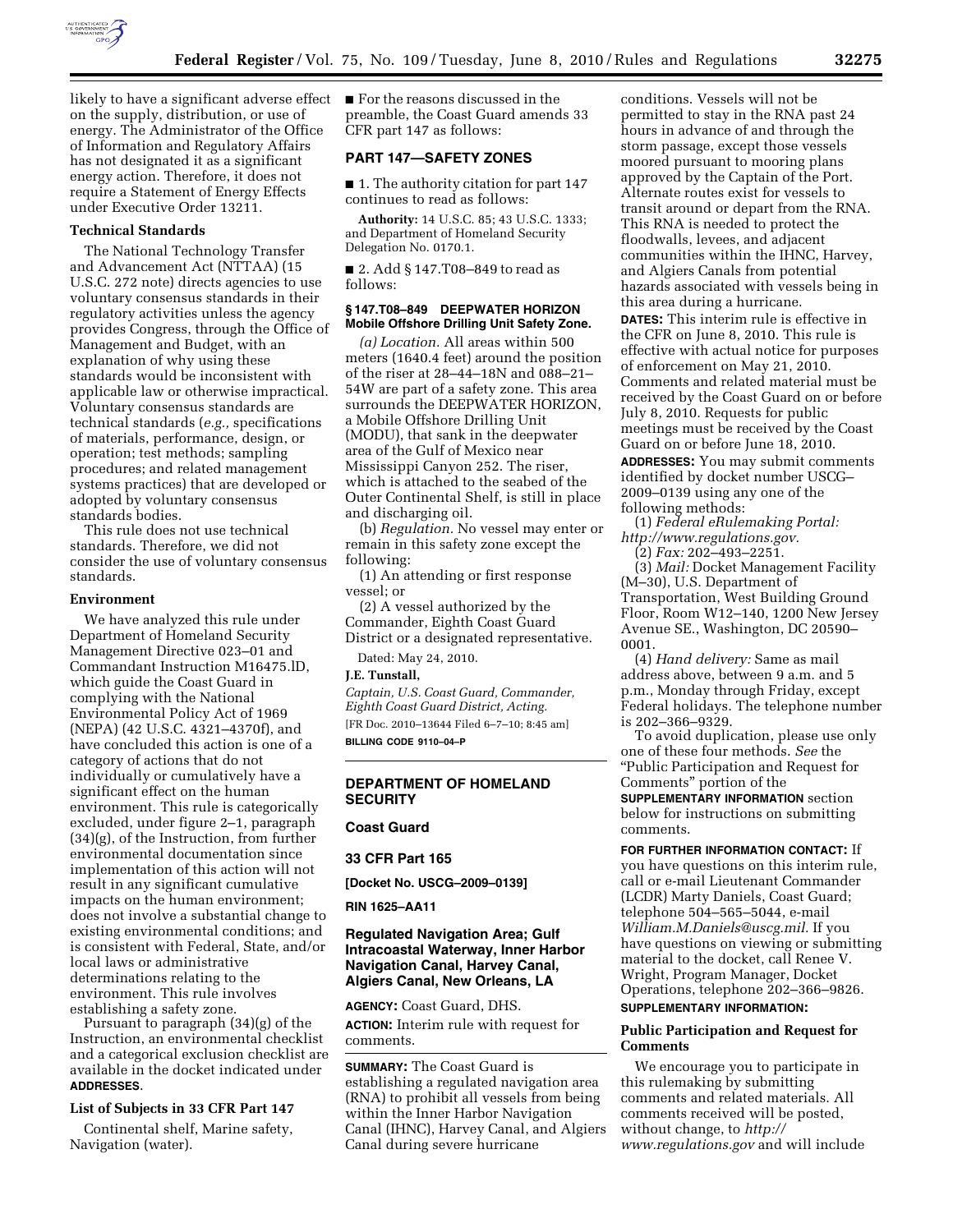likely to have a significant adverse effect on the supply, distribution, or use of energy. The Administrator of the Office of Information and Regulatory Affairs has not designated it as a significant energy action. Therefore, it does not require a Statement of Energy Effects under Executive Order 13211.

### Technical Standards

The National Technology Transfer and Advancement Act (NTTAA) (15 U.S.C. 272 note) directs agencies to use voluntary consensus standards in their regulatory activities unless the agency provides Congress, through the Office of Management and Budget, with an explanation of why using these standards would be inconsistent with applicable law or otherwise impractical. Voluntary consensus standards are technical standards (*e.g.,* specifications of materials, performance, design, or operation; test methods; sampling procedures; and related management systems practices) that are developed or adopted by voluntary consensus standards bodies.

This rule does not use technical standards. Therefore, we did not consider the use of voluntary consensus standards.

### Environment

We have analyzed this rule under Department of Homeland Security Management Directive 023–01 and Commandant Instruction M16475.lD, which guide the Coast Guard in complying with the National Environmental Policy Act of 1969 (NEPA) (42 U.S.C. 4321–4370f), and have concluded this action is one of a category of actions that do not individually or cumulatively have a significant effect on the human environment. This rule is categorically excluded, under figure 2–1, paragraph (34)(g), of the Instruction, from further environmental documentation since implementation of this action will not result in any significant cumulative impacts on the human environment; does not involve a substantial change to existing environmental conditions; and is consistent with Federal, State, and/or local laws or administrative determinations relating to the environment. This rule involves establishing a safety zone.

Pursuant to paragraph (34)(g) of the Instruction, an environmental checklist and a categorical exclusion checklist are available in the docket indicated under **ADDRESSES**.

### List of Subjects in 33 CFR Part 147

Continental shelf, Marine safety, Navigation (water).

■ For the reasons discussed in the preamble, the Coast Guard amends 33 CFR part 147 as follows:

## PART 147—SAFETY ZONES

■ 1. The authority citation for part 147 continues to read as follows:

**Authority:** 14 U.S.C. 85; 43 U.S.C. 1333; and Department of Homeland Security Delegation No. 0170.1.

■ 2. Add § 147.T08–849 to read as follows:

#### § 147.T08–849 DEEPWATER HORIZON Mobile Offshore Drilling Unit Safety Zone.

*(a) Location.* All areas within 500 meters (1640.4 feet) around the position of the riser at 28–44–18N and 088–21–54W are part of a safety zone. This area surrounds the DEEPWATER HORIZON, a Mobile Offshore Drilling Unit (MODU), that sank in the deepwater area of the Gulf of Mexico near Mississippi Canyon 252. The riser, which is attached to the seabed of the Outer Continental Shelf, is still in place and discharging oil.

(b) *Regulation.* No vessel may enter or remain in this safety zone except the following:

(1) An attending or first response vessel; or

(2) A vessel authorized by the Commander, Eighth Coast Guard District or a designated representative.

Dated: May 24, 2010.

**J.E. Tunstall,**

*Captain, U.S. Coast Guard, Commander, Eighth Coast Guard District, Acting.*

[FR Doc. 2010–13644 Filed 6–7–10; 8:45 am]

**BILLING CODE 9110–04–P**

---

## DEPARTMENT OF HOMELAND SECURITY

## Coast Guard

## 33 CFR Part 165

**[Docket No. USCG–2009–0139]**

**RIN 1625–AA11**

## Regulated Navigation Area; Gulf Intracoastal Waterway, Inner Harbor Navigation Canal, Harvey Canal, Algiers Canal, New Orleans, LA

**AGENCY:** Coast Guard, DHS.

**ACTION:** Interim rule with request for comments.

**SUMMARY:** The Coast Guard is establishing a regulated navigation area (RNA) to prohibit all vessels from being within the Inner Harbor Navigation Canal (IHNC), Harvey Canal, and Algiers Canal during severe hurricane conditions. Vessels will not be permitted to stay in the RNA past 24 hours in advance of and through the storm passage, except those vessels moored pursuant to mooring plans approved by the Captain of the Port. Alternate routes exist for vessels to transit around or depart from the RNA. This RNA is needed to protect the floodwalls, levees, and adjacent communities within the IHNC, Harvey, and Algiers Canals from potential hazards associated with vessels being in this area during a hurricane.

**DATES:** This interim rule is effective in the CFR on June 8, 2010. This rule is effective with actual notice for purposes of enforcement on May 21, 2010. Comments and related material must be received by the Coast Guard on or before July 8, 2010. Requests for public meetings must be received by the Coast Guard on or before June 18, 2010.

**ADDRESSES:** You may submit comments identified by docket number USCG–2009–0139 using any one of the following methods:

(1) *Federal eRulemaking Portal: http://www.regulations.gov.*

(2) *Fax:* 202–493–2251.

(3) *Mail:* Docket Management Facility (M–30), U.S. Department of Transportation, West Building Ground Floor, Room W12–140, 1200 New Jersey Avenue SE., Washington, DC 20590–0001.

(4) *Hand delivery:* Same as mail address above, between 9 a.m. and 5 p.m., Monday through Friday, except Federal holidays. The telephone number is 202–366–9329.

To avoid duplication, please use only one of these four methods. *See* the "Public Participation and Request for Comments" portion of the **SUPPLEMENTARY INFORMATION** section below for instructions on submitting comments.

**FOR FURTHER INFORMATION CONTACT:** If you have questions on this interim rule, call or e-mail Lieutenant Commander (LCDR) Marty Daniels, Coast Guard; telephone 504–565–5044, e-mail *William.M.Daniels@uscg.mil.* If you have questions on viewing or submitting material to the docket, call Renee V. Wright, Program Manager, Docket Operations, telephone 202–366–9826.

**SUPPLEMENTARY INFORMATION:**

### Public Participation and Request for Comments

We encourage you to participate in this rulemaking by submitting comments and related materials. All comments received will be posted, without change, to *http://www.regulations.gov* and will include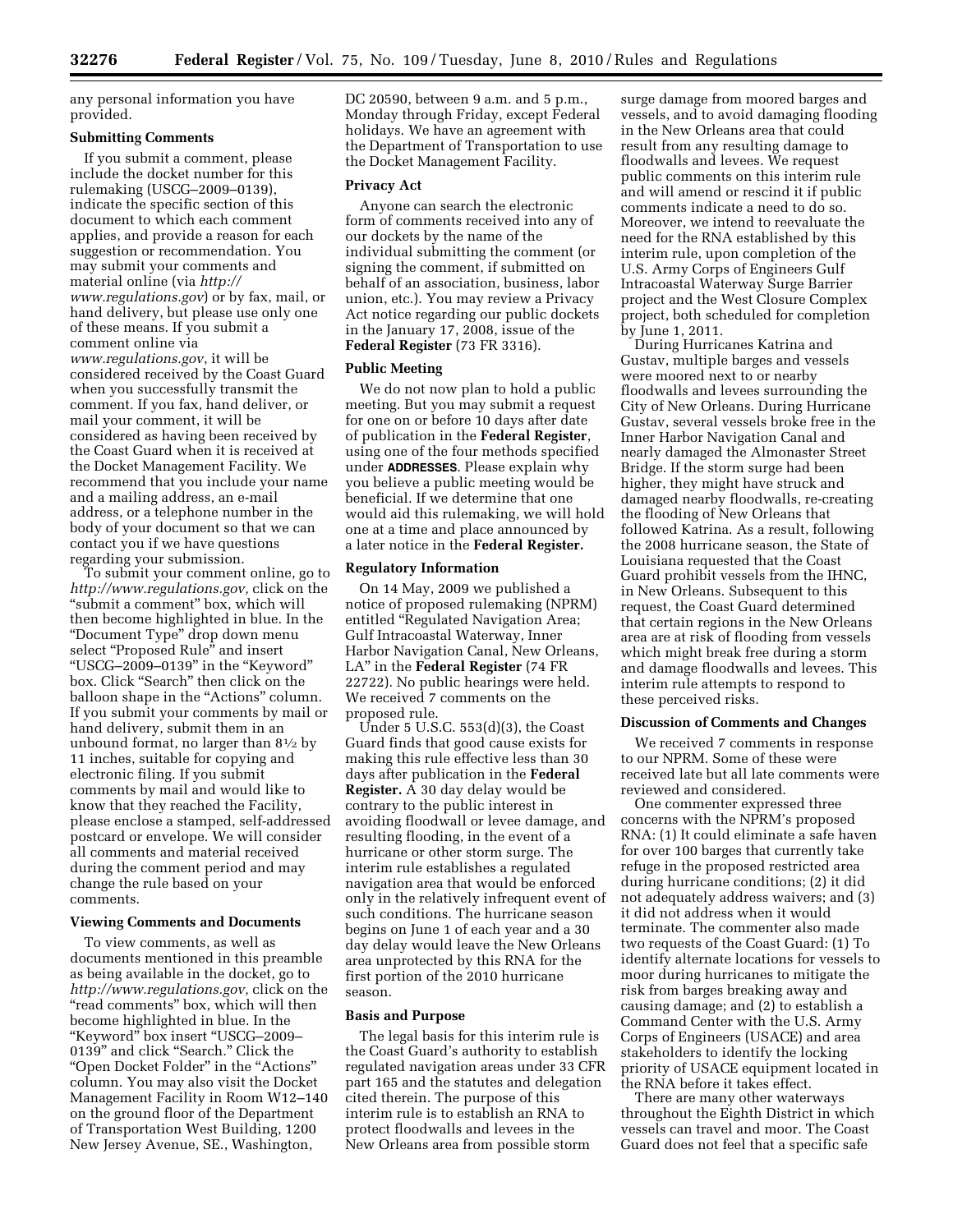any personal information you have provided.

**Submitting Comments**

If you submit a comment, please include the docket number for this rulemaking (USCG–2009–0139), indicate the specific section of this document to which each comment applies, and provide a reason for each suggestion or recommendation. You may submit your comments and material online (via *http://www.regulations.gov*) or by fax, mail, or hand delivery, but please use only one of these means. If you submit a comment online via *www.regulations.gov*, it will be considered received by the Coast Guard when you successfully transmit the comment. If you fax, hand deliver, or mail your comment, it will be considered as having been received by the Coast Guard when it is received at the Docket Management Facility. We recommend that you include your name and a mailing address, an e-mail address, or a telephone number in the body of your document so that we can contact you if we have questions regarding your submission.

To submit your comment online, go to *http://www.regulations.gov,* click on the "submit a comment" box, which will then become highlighted in blue. In the "Document Type" drop down menu select "Proposed Rule" and insert "USCG–2009–0139" in the "Keyword" box. Click "Search" then click on the balloon shape in the "Actions" column. If you submit your comments by mail or hand delivery, submit them in an unbound format, no larger than 8½ by 11 inches, suitable for copying and electronic filing. If you submit comments by mail and would like to know that they reached the Facility, please enclose a stamped, self-addressed postcard or envelope. We will consider all comments and material received during the comment period and may change the rule based on your comments.

**Viewing Comments and Documents**

To view comments, as well as documents mentioned in this preamble as being available in the docket, go to *http://www.regulations.gov,* click on the "read comments" box, which will then become highlighted in blue. In the "Keyword" box insert "USCG–2009–0139" and click "Search." Click the "Open Docket Folder" in the "Actions" column. You may also visit the Docket Management Facility in Room W12–140 on the ground floor of the Department of Transportation West Building, 1200 New Jersey Avenue, SE., Washington, DC 20590, between 9 a.m. and 5 p.m., Monday through Friday, except Federal holidays. We have an agreement with the Department of Transportation to use the Docket Management Facility.

**Privacy Act**

Anyone can search the electronic form of comments received into any of our dockets by the name of the individual submitting the comment (or signing the comment, if submitted on behalf of an association, business, labor union, etc.). You may review a Privacy Act notice regarding our public dockets in the January 17, 2008, issue of the **Federal Register** (73 FR 3316).

**Public Meeting**

We do not now plan to hold a public meeting. But you may submit a request for one on or before 10 days after date of publication in the **Federal Register**, using one of the four methods specified under **ADDRESSES**. Please explain why you believe a public meeting would be beneficial. If we determine that one would aid this rulemaking, we will hold one at a time and place announced by a later notice in the **Federal Register.**

**Regulatory Information**

On 14 May, 2009 we published a notice of proposed rulemaking (NPRM) entitled "Regulated Navigation Area; Gulf Intracoastal Waterway, Inner Harbor Navigation Canal, New Orleans, LA" in the **Federal Register** (74 FR 22722). No public hearings were held. We received 7 comments on the proposed rule.

Under 5 U.S.C. 553(d)(3), the Coast Guard finds that good cause exists for making this rule effective less than 30 days after publication in the **Federal Register.** A 30 day delay would be contrary to the public interest in avoiding floodwall or levee damage, and resulting flooding, in the event of a hurricane or other storm surge. The interim rule establishes a regulated navigation area that would be enforced only in the relatively infrequent event of such conditions. The hurricane season begins on June 1 of each year and a 30 day delay would leave the New Orleans area unprotected by this RNA for the first portion of the 2010 hurricane season.

**Basis and Purpose**

The legal basis for this interim rule is the Coast Guard's authority to establish regulated navigation areas under 33 CFR part 165 and the statutes and delegation cited therein. The purpose of this interim rule is to establish an RNA to protect floodwalls and levees in the New Orleans area from possible storm surge damage from moored barges and vessels, and to avoid damaging flooding in the New Orleans area that could result from any resulting damage to floodwalls and levees. We request public comments on this interim rule and will amend or rescind it if public comments indicate a need to do so. Moreover, we intend to reevaluate the need for the RNA established by this interim rule, upon completion of the U.S. Army Corps of Engineers Gulf Intracoastal Waterway Surge Barrier project and the West Closure Complex project, both scheduled for completion by June 1, 2011.

During Hurricanes Katrina and Gustav, multiple barges and vessels were moored next to or nearby floodwalls and levees surrounding the City of New Orleans. During Hurricane Gustav, several vessels broke free in the Inner Harbor Navigation Canal and nearly damaged the Almonaster Street Bridge. If the storm surge had been higher, they might have struck and damaged nearby floodwalls, re-creating the flooding of New Orleans that followed Katrina. As a result, following the 2008 hurricane season, the State of Louisiana requested that the Coast Guard prohibit vessels from the IHNC, in New Orleans. Subsequent to this request, the Coast Guard determined that certain regions in the New Orleans area are at risk of flooding from vessels which might break free during a storm and damage floodwalls and levees. This interim rule attempts to respond to these perceived risks.

**Discussion of Comments and Changes**

We received 7 comments in response to our NPRM. Some of these were received late but all late comments were reviewed and considered.

One commenter expressed three concerns with the NPRM's proposed RNA: (1) It could eliminate a safe haven for over 100 barges that currently take refuge in the proposed restricted area during hurricane conditions; (2) it did not adequately address waivers; and (3) it did not address when it would terminate. The commenter also made two requests of the Coast Guard: (1) To identify alternate locations for vessels to moor during hurricanes to mitigate the risk from barges breaking away and causing damage; and (2) to establish a Command Center with the U.S. Army Corps of Engineers (USACE) and area stakeholders to identify the locking priority of USACE equipment located in the RNA before it takes effect.

There are many other waterways throughout the Eighth District in which vessels can travel and moor. The Coast Guard does not feel that a specific safe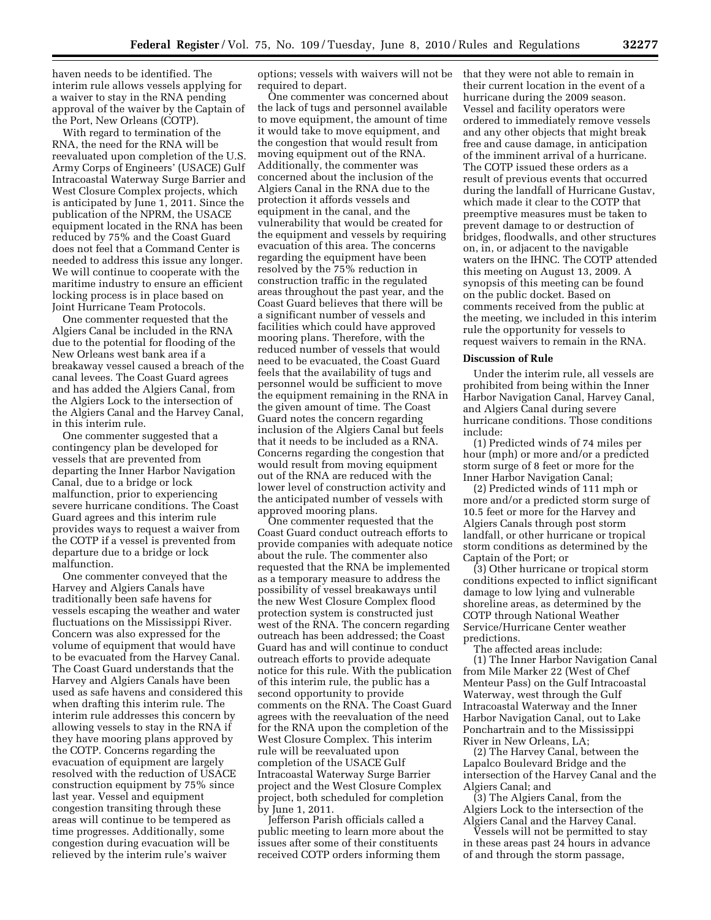haven needs to be identified. The interim rule allows vessels applying for a waiver to stay in the RNA pending approval of the waiver by the Captain of the Port, New Orleans (COTP).

With regard to termination of the RNA, the need for the RNA will be reevaluated upon completion of the U.S. Army Corps of Engineers' (USACE) Gulf Intracoastal Waterway Surge Barrier and West Closure Complex projects, which is anticipated by June 1, 2011. Since the publication of the NPRM, the USACE equipment located in the RNA has been reduced by 75% and the Coast Guard does not feel that a Command Center is needed to address this issue any longer. We will continue to cooperate with the maritime industry to ensure an efficient locking process is in place based on Joint Hurricane Team Protocols.

One commenter requested that the Algiers Canal be included in the RNA due to the potential for flooding of the New Orleans west bank area if a breakaway vessel caused a breach of the canal levees. The Coast Guard agrees and has added the Algiers Canal, from the Algiers Lock to the intersection of the Algiers Canal and the Harvey Canal, in this interim rule.

One commenter suggested that a contingency plan be developed for vessels that are prevented from departing the Inner Harbor Navigation Canal, due to a bridge or lock malfunction, prior to experiencing severe hurricane conditions. The Coast Guard agrees and this interim rule provides ways to request a waiver from the COTP if a vessel is prevented from departure due to a bridge or lock malfunction.

One commenter conveyed that the Harvey and Algiers Canals have traditionally been safe havens for vessels escaping the weather and water fluctuations on the Mississippi River. Concern was also expressed for the volume of equipment that would have to be evacuated from the Harvey Canal. The Coast Guard understands that the Harvey and Algiers Canals have been used as safe havens and considered this when drafting this interim rule. The interim rule addresses this concern by allowing vessels to stay in the RNA if they have mooring plans approved by the COTP. Concerns regarding the evacuation of equipment are largely resolved with the reduction of USACE construction equipment by 75% since last year. Vessel and equipment congestion transiting through these areas will continue to be tempered as time progresses. Additionally, some congestion during evacuation will be relieved by the interim rule's waiver options; vessels with waivers will not be required to depart.

One commenter was concerned about the lack of tugs and personnel available to move equipment, the amount of time it would take to move equipment, and the congestion that would result from moving equipment out of the RNA. Additionally, the commenter was concerned about the inclusion of the Algiers Canal in the RNA due to the protection it affords vessels and equipment in the canal, and the vulnerability that would be created for the equipment and vessels by requiring evacuation of this area. The concerns regarding the equipment have been resolved by the 75% reduction in construction traffic in the regulated areas throughout the past year, and the Coast Guard believes that there will be a significant number of vessels and facilities which could have approved mooring plans. Therefore, with the reduced number of vessels that would need to be evacuated, the Coast Guard feels that the availability of tugs and personnel would be sufficient to move the equipment remaining in the RNA in the given amount of time. The Coast Guard notes the concern regarding inclusion of the Algiers Canal but feels that it needs to be included as a RNA. Concerns regarding the congestion that would result from moving equipment out of the RNA are reduced with the lower level of construction activity and the anticipated number of vessels with approved mooring plans.

One commenter requested that the Coast Guard conduct outreach efforts to provide companies with adequate notice about the rule. The commenter also requested that the RNA be implemented as a temporary measure to address the possibility of vessel breakaways until the new West Closure Complex flood protection system is constructed just west of the RNA. The concern regarding outreach has been addressed; the Coast Guard has and will continue to conduct outreach efforts to provide adequate notice for this rule. With the publication of this interim rule, the public has a second opportunity to provide comments on the RNA. The Coast Guard agrees with the reevaluation of the need for the RNA upon the completion of the West Closure Complex. This interim rule will be reevaluated upon completion of the USACE Gulf Intracoastal Waterway Surge Barrier project and the West Closure Complex project, both scheduled for completion by June 1, 2011.

Jefferson Parish officials called a public meeting to learn more about the issues after some of their constituents received COTP orders informing them that they were not able to remain in their current location in the event of a hurricane during the 2009 season. Vessel and facility operators were ordered to immediately remove vessels and any other objects that might break free and cause damage, in anticipation of the imminent arrival of a hurricane. The COTP issued these orders as a result of previous events that occurred during the landfall of Hurricane Gustav, which made it clear to the COTP that preemptive measures must be taken to prevent damage to or destruction of bridges, floodwalls, and other structures on, in, or adjacent to the navigable waters on the IHNC. The COTP attended this meeting on August 13, 2009. A synopsis of this meeting can be found on the public docket. Based on comments received from the public at the meeting, we included in this interim rule the opportunity for vessels to request waivers to remain in the RNA.

**Discussion of Rule**

Under the interim rule, all vessels are prohibited from being within the Inner Harbor Navigation Canal, Harvey Canal, and Algiers Canal during severe hurricane conditions. Those conditions include:

(1) Predicted winds of 74 miles per hour (mph) or more and/or a predicted storm surge of 8 feet or more for the Inner Harbor Navigation Canal;

(2) Predicted winds of 111 mph or more and/or a predicted storm surge of 10.5 feet or more for the Harvey and Algiers Canals through post storm landfall, or other hurricane or tropical storm conditions as determined by the Captain of the Port; or

(3) Other hurricane or tropical storm conditions expected to inflict significant damage to low lying and vulnerable shoreline areas, as determined by the COTP through National Weather Service/Hurricane Center weather predictions.

The affected areas include:

(1) The Inner Harbor Navigation Canal from Mile Marker 22 (West of Chef Menteur Pass) on the Gulf Intracoastal Waterway, west through the Gulf Intracoastal Waterway and the Inner Harbor Navigation Canal, out to Lake Ponchartrain and to the Mississippi River in New Orleans, LA;

(2) The Harvey Canal, between the Lapalco Boulevard Bridge and the intersection of the Harvey Canal and the Algiers Canal; and

(3) The Algiers Canal, from the Algiers Lock to the intersection of the Algiers Canal and the Harvey Canal.

Vessels will not be permitted to stay in these areas past 24 hours in advance of and through the storm passage,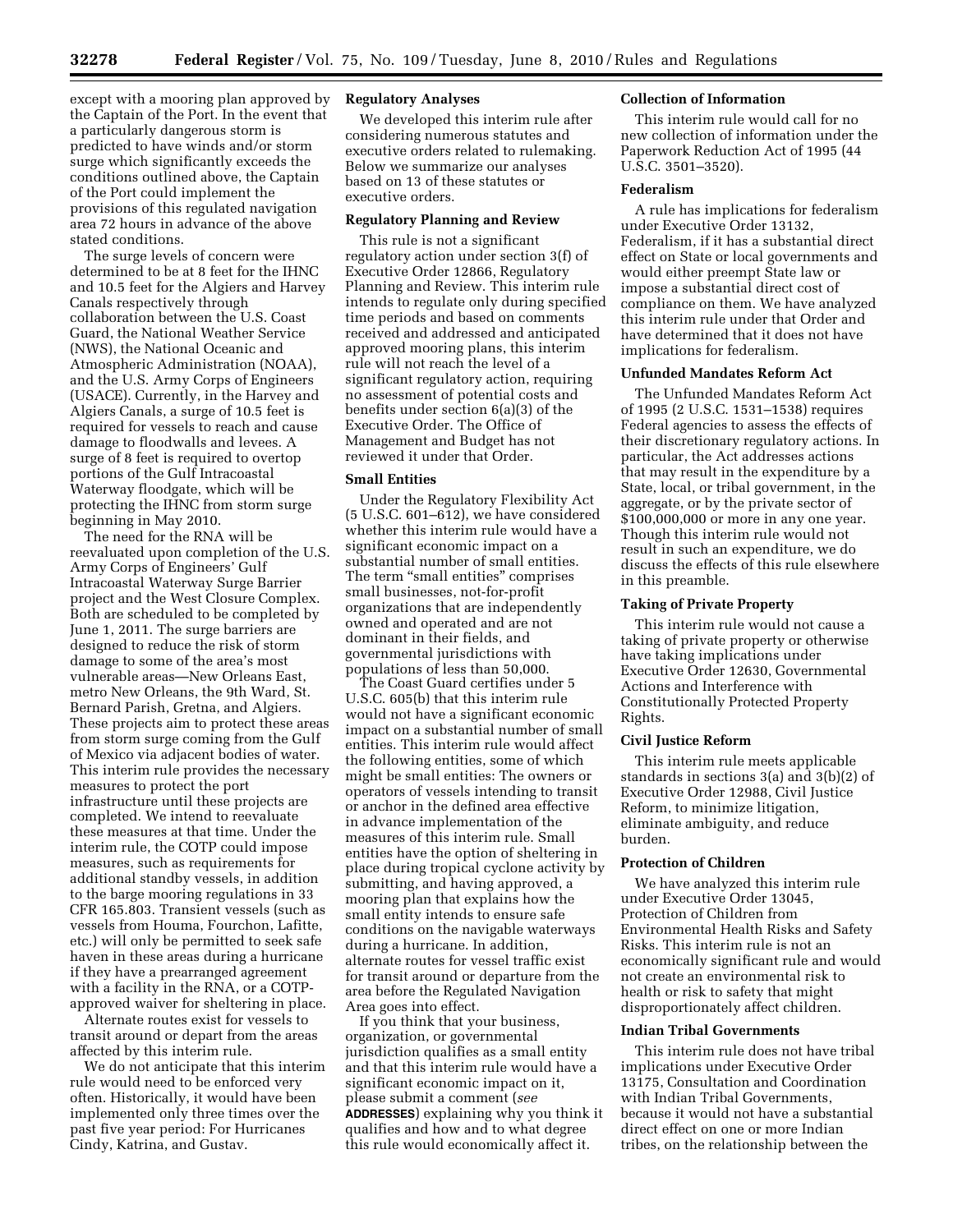except with a mooring plan approved by the Captain of the Port. In the event that a particularly dangerous storm is predicted to have winds and/or storm surge which significantly exceeds the conditions outlined above, the Captain of the Port could implement the provisions of this regulated navigation area 72 hours in advance of the above stated conditions.

The surge levels of concern were determined to be at 8 feet for the IHNC and 10.5 feet for the Algiers and Harvey Canals respectively through collaboration between the U.S. Coast Guard, the National Weather Service (NWS), the National Oceanic and Atmospheric Administration (NOAA), and the U.S. Army Corps of Engineers (USACE). Currently, in the Harvey and Algiers Canals, a surge of 10.5 feet is required for vessels to reach and cause damage to floodwalls and levees. A surge of 8 feet is required to overtop portions of the Gulf Intracoastal Waterway floodgate, which will be protecting the IHNC from storm surge beginning in May 2010.

The need for the RNA will be reevaluated upon completion of the U.S. Army Corps of Engineers' Gulf Intracoastal Waterway Surge Barrier project and the West Closure Complex. Both are scheduled to be completed by June 1, 2011. The surge barriers are designed to reduce the risk of storm damage to some of the area's most vulnerable areas—New Orleans East, metro New Orleans, the 9th Ward, St. Bernard Parish, Gretna, and Algiers. These projects aim to protect these areas from storm surge coming from the Gulf of Mexico via adjacent bodies of water. This interim rule provides the necessary measures to protect the port infrastructure until these projects are completed. We intend to reevaluate these measures at that time. Under the interim rule, the COTP could impose measures, such as requirements for additional standby vessels, in addition to the barge mooring regulations in 33 CFR 165.803. Transient vessels (such as vessels from Houma, Fourchon, Lafitte, etc.) will only be permitted to seek safe haven in these areas during a hurricane if they have a prearranged agreement with a facility in the RNA, or a COTP-approved waiver for sheltering in place.

Alternate routes exist for vessels to transit around or depart from the areas affected by this interim rule.

We do not anticipate that this interim rule would need to be enforced very often. Historically, it would have been implemented only three times over the past five year period: For Hurricanes Cindy, Katrina, and Gustav.

## Regulatory Analyses

We developed this interim rule after considering numerous statutes and executive orders related to rulemaking. Below we summarize our analyses based on 13 of these statutes or executive orders.

### Regulatory Planning and Review

This rule is not a significant regulatory action under section 3(f) of Executive Order 12866, Regulatory Planning and Review. This interim rule intends to regulate only during specified time periods and based on comments received and addressed and anticipated approved mooring plans, this interim rule will not reach the level of a significant regulatory action, requiring no assessment of potential costs and benefits under section 6(a)(3) of the Executive Order. The Office of Management and Budget has not reviewed it under that Order.

### Small Entities

Under the Regulatory Flexibility Act (5 U.S.C. 601–612), we have considered whether this interim rule would have a significant economic impact on a substantial number of small entities. The term "small entities" comprises small businesses, not-for-profit organizations that are independently owned and operated and are not dominant in their fields, and governmental jurisdictions with populations of less than 50,000.

The Coast Guard certifies under 5 U.S.C. 605(b) that this interim rule would not have a significant economic impact on a substantial number of small entities. This interim rule would affect the following entities, some of which might be small entities: The owners or operators of vessels intending to transit or anchor in the defined area effective in advance implementation of the measures of this interim rule. Small entities have the option of sheltering in place during tropical cyclone activity by submitting, and having approved, a mooring plan that explains how the small entity intends to ensure safe conditions on the navigable waterways during a hurricane. In addition, alternate routes for vessel traffic exist for transit around or departure from the area before the Regulated Navigation Area goes into effect.

If you think that your business, organization, or governmental jurisdiction qualifies as a small entity and that this interim rule would have a significant economic impact on it, please submit a comment (*see* **ADDRESSES**) explaining why you think it qualifies and how and to what degree this rule would economically affect it.

### Collection of Information

This interim rule would call for no new collection of information under the Paperwork Reduction Act of 1995 (44 U.S.C. 3501–3520).

### Federalism

A rule has implications for federalism under Executive Order 13132, Federalism, if it has a substantial direct effect on State or local governments and would either preempt State law or impose a substantial direct cost of compliance on them. We have analyzed this interim rule under that Order and have determined that it does not have implications for federalism.

### Unfunded Mandates Reform Act

The Unfunded Mandates Reform Act of 1995 (2 U.S.C. 1531–1538) requires Federal agencies to assess the effects of their discretionary regulatory actions. In particular, the Act addresses actions that may result in the expenditure by a State, local, or tribal government, in the aggregate, or by the private sector of $100,000,000 or more in any one year. Though this interim rule would not result in such an expenditure, we do discuss the effects of this rule elsewhere in this preamble.

### Taking of Private Property

This interim rule would not cause a taking of private property or otherwise have taking implications under Executive Order 12630, Governmental Actions and Interference with Constitutionally Protected Property Rights.

### Civil Justice Reform

This interim rule meets applicable standards in sections 3(a) and 3(b)(2) of Executive Order 12988, Civil Justice Reform, to minimize litigation, eliminate ambiguity, and reduce burden.

### Protection of Children

We have analyzed this interim rule under Executive Order 13045, Protection of Children from Environmental Health Risks and Safety Risks. This interim rule is not an economically significant rule and would not create an environmental risk to health or risk to safety that might disproportionately affect children.

### Indian Tribal Governments

This interim rule does not have tribal implications under Executive Order 13175, Consultation and Coordination with Indian Tribal Governments, because it would not have a substantial direct effect on one or more Indian tribes, on the relationship between the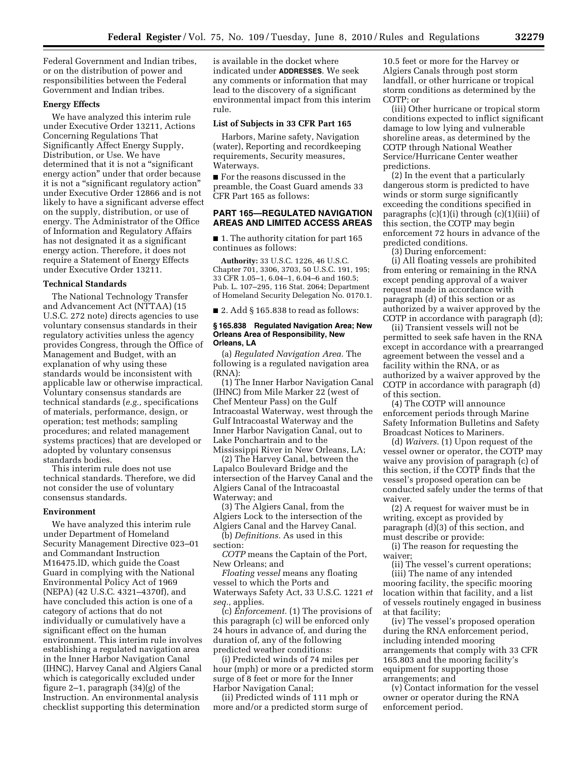Federal Government and Indian tribes, or on the distribution of power and responsibilities between the Federal Government and Indian tribes.

**Energy Effects**

We have analyzed this interim rule under Executive Order 13211, Actions Concerning Regulations That Significantly Affect Energy Supply, Distribution, or Use. We have determined that it is not a "significant energy action" under that order because it is not a "significant regulatory action" under Executive Order 12866 and is not likely to have a significant adverse effect on the supply, distribution, or use of energy. The Administrator of the Office of Information and Regulatory Affairs has not designated it as a significant energy action. Therefore, it does not require a Statement of Energy Effects under Executive Order 13211.

**Technical Standards**

The National Technology Transfer and Advancement Act (NTTAA) (15 U.S.C. 272 note) directs agencies to use voluntary consensus standards in their regulatory activities unless the agency provides Congress, through the Office of Management and Budget, with an explanation of why using these standards would be inconsistent with applicable law or otherwise impractical. Voluntary consensus standards are technical standards (*e.g.,* specifications of materials, performance, design, or operation; test methods; sampling procedures; and related management systems practices) that are developed or adopted by voluntary consensus standards bodies.

This interim rule does not use technical standards. Therefore, we did not consider the use of voluntary consensus standards.

**Environment**

We have analyzed this interim rule under Department of Homeland Security Management Directive 023–01 and Commandant Instruction M16475.lD, which guide the Coast Guard in complying with the National Environmental Policy Act of 1969 (NEPA) (42 U.S.C. 4321–4370f), and have concluded this action is one of a category of actions that do not individually or cumulatively have a significant effect on the human environment. This interim rule involves establishing a regulated navigation area in the Inner Harbor Navigation Canal (IHNC), Harvey Canal and Algiers Canal which is categorically excluded under figure 2–1, paragraph (34)(g) of the Instruction. An environmental analysis checklist supporting this determination is available in the docket where indicated under **ADDRESSES**. We seek any comments or information that may lead to the discovery of a significant environmental impact from this interim rule.

**List of Subjects in 33 CFR Part 165**

Harbors, Marine safety, Navigation (water), Reporting and recordkeeping requirements, Security measures, Waterways.

■ For the reasons discussed in the preamble, the Coast Guard amends 33 CFR Part 165 as follows:

**PART 165—REGULATED NAVIGATION AREAS AND LIMITED ACCESS AREAS**

■ 1. The authority citation for part 165 continues as follows:

**Authority:** 33 U.S.C. 1226, 46 U.S.C. Chapter 701, 3306, 3703, 50 U.S.C. 191, 195; 33 CFR 1.05–1, 6.04–1, 6.04–6 and 160.5; Pub. L. 107–295, 116 Stat. 2064; Department of Homeland Security Delegation No. 0170.1.

■ 2. Add § 165.838 to read as follows:

**§ 165.838 Regulated Navigation Area; New Orleans Area of Responsibility, New Orleans, LA**

(a) *Regulated Navigation Area.* The following is a regulated navigation area (RNA):

(1) The Inner Harbor Navigation Canal (IHNC) from Mile Marker 22 (west of Chef Menteur Pass) on the Gulf Intracoastal Waterway, west through the Gulf Intracoastal Waterway and the Inner Harbor Navigation Canal, out to Lake Ponchartrain and to the Mississippi River in New Orleans, LA;

(2) The Harvey Canal, between the Lapalco Boulevard Bridge and the intersection of the Harvey Canal and the Algiers Canal of the Intracoastal Waterway; and

(3) The Algiers Canal, from the Algiers Lock to the intersection of the Algiers Canal and the Harvey Canal.

(b) *Definitions.* As used in this section:

*COTP* means the Captain of the Port, New Orleans; and

*Floating vessel* means any floating vessel to which the Ports and Waterways Safety Act, 33 U.S.C. 1221 *et seq.,* applies.

(c) *Enforcement.* (1) The provisions of this paragraph (c) will be enforced only 24 hours in advance of, and during the duration of, any of the following predicted weather conditions:

(i) Predicted winds of 74 miles per hour (mph) or more or a predicted storm surge of 8 feet or more for the Inner Harbor Navigation Canal;

(ii) Predicted winds of 111 mph or more and/or a predicted storm surge of 10.5 feet or more for the Harvey or Algiers Canals through post storm landfall, or other hurricane or tropical storm conditions as determined by the COTP; or

(iii) Other hurricane or tropical storm conditions expected to inflict significant damage to low lying and vulnerable shoreline areas, as determined by the COTP through National Weather Service/Hurricane Center weather predictions.

(2) In the event that a particularly dangerous storm is predicted to have winds or storm surge significantly exceeding the conditions specified in paragraphs (c)(1)(i) through (c)(1)(iii) of this section, the COTP may begin enforcement 72 hours in advance of the predicted conditions.

(3) During enforcement:

(i) All floating vessels are prohibited from entering or remaining in the RNA except pending approval of a waiver request made in accordance with paragraph (d) of this section or as authorized by a waiver approved by the COTP in accordance with paragraph (d);

(ii) Transient vessels will not be permitted to seek safe haven in the RNA except in accordance with a prearranged agreement between the vessel and a facility within the RNA, or as authorized by a waiver approved by the COTP in accordance with paragraph (d) of this section.

(4) The COTP will announce enforcement periods through Marine Safety Information Bulletins and Safety Broadcast Notices to Mariners.

(d) *Waivers.* (1) Upon request of the vessel owner or operator, the COTP may waive any provision of paragraph (c) of this section, if the COTP finds that the vessel's proposed operation can be conducted safely under the terms of that waiver.

(2) A request for waiver must be in writing, except as provided by paragraph (d)(3) of this section, and must describe or provide:

(i) The reason for requesting the waiver;

(ii) The vessel's current operations;

(iii) The name of any intended mooring facility, the specific mooring location within that facility, and a list of vessels routinely engaged in business at that facility;

(iv) The vessel's proposed operation during the RNA enforcement period, including intended mooring arrangements that comply with 33 CFR 165.803 and the mooring facility's equipment for supporting those arrangements; and

(v) Contact information for the vessel owner or operator during the RNA enforcement period.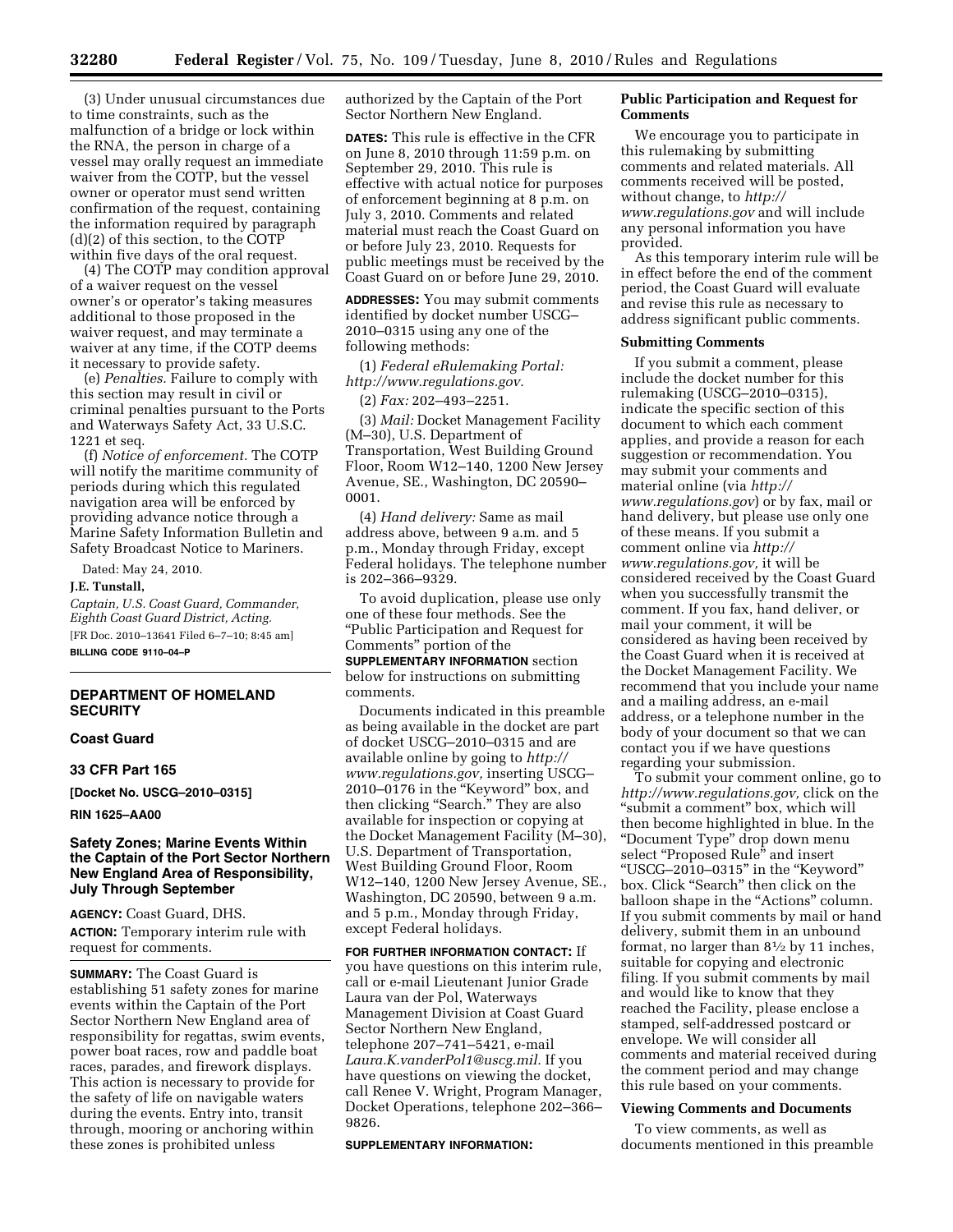(3) Under unusual circumstances due to time constraints, such as the malfunction of a bridge or lock within the RNA, the person in charge of a vessel may orally request an immediate waiver from the COTP, but the vessel owner or operator must send written confirmation of the request, containing the information required by paragraph (d)(2) of this section, to the COTP within five days of the oral request.

(4) The COTP may condition approval of a waiver request on the vessel owner's or operator's taking measures additional to those proposed in the waiver request, and may terminate a waiver at any time, if the COTP deems it necessary to provide safety.

(e) *Penalties.* Failure to comply with this section may result in civil or criminal penalties pursuant to the Ports and Waterways Safety Act, 33 U.S.C. 1221 et seq.

(f) *Notice of enforcement.* The COTP will notify the maritime community of periods during which this regulated navigation area will be enforced by providing advance notice through a Marine Safety Information Bulletin and Safety Broadcast Notice to Mariners.

Dated: May 24, 2010.

**J.E. Tunstall,**

*Captain, U.S. Coast Guard, Commander, Eighth Coast Guard District, Acting.*

[FR Doc. 2010–13641 Filed 6–7–10; 8:45 am]

**BILLING CODE 9110–04–P**

## DEPARTMENT OF HOMELAND SECURITY

### Coast Guard

### 33 CFR Part 165

**[Docket No. USCG–2010–0315]**

**RIN 1625–AA00**

## Safety Zones; Marine Events Within the Captain of the Port Sector Northern New England Area of Responsibility, July Through September

**AGENCY:** Coast Guard, DHS.

**ACTION:** Temporary interim rule with request for comments.

**SUMMARY:** The Coast Guard is establishing 51 safety zones for marine events within the Captain of the Port Sector Northern New England area of responsibility for regattas, swim events, power boat races, row and paddle boat races, parades, and firework displays. This action is necessary to provide for the safety of life on navigable waters during the events. Entry into, transit through, mooring or anchoring within these zones is prohibited unless authorized by the Captain of the Port Sector Northern New England.

**DATES:** This rule is effective in the CFR on June 8, 2010 through 11:59 p.m. on September 29, 2010. This rule is effective with actual notice for purposes of enforcement beginning at 8 p.m. on July 3, 2010. Comments and related material must reach the Coast Guard on or before July 23, 2010. Requests for public meetings must be received by the Coast Guard on or before June 29, 2010.

**ADDRESSES:** You may submit comments identified by docket number USCG–2010–0315 using any one of the following methods:

(1) *Federal eRulemaking Portal: http://www.regulations.gov.*

(2) *Fax:* 202–493–2251.

(3) *Mail:* Docket Management Facility (M–30), U.S. Department of Transportation, West Building Ground Floor, Room W12–140, 1200 New Jersey Avenue, SE., Washington, DC 20590–0001.

(4) *Hand delivery:* Same as mail address above, between 9 a.m. and 5 p.m., Monday through Friday, except Federal holidays. The telephone number is 202–366–9329.

To avoid duplication, please use only one of these four methods. See the "Public Participation and Request for Comments" portion of the **SUPPLEMENTARY INFORMATION** section below for instructions on submitting comments.

Documents indicated in this preamble as being available in the docket are part of docket USCG–2010–0315 and are available online by going to *http://www.regulations.gov,* inserting USCG–2010–0176 in the "Keyword" box, and then clicking "Search." They are also available for inspection or copying at the Docket Management Facility (M–30), U.S. Department of Transportation, West Building Ground Floor, Room W12–140, 1200 New Jersey Avenue, SE., Washington, DC 20590, between 9 a.m. and 5 p.m., Monday through Friday, except Federal holidays.

**FOR FURTHER INFORMATION CONTACT:** If you have questions on this interim rule, call or e-mail Lieutenant Junior Grade Laura van der Pol, Waterways Management Division at Coast Guard Sector Northern New England, telephone 207–741–5421, e-mail *Laura.K.vanderPol1@uscg.mil.* If you have questions on viewing the docket, call Renee V. Wright, Program Manager, Docket Operations, telephone 202–366–9826.

**SUPPLEMENTARY INFORMATION:**

### Public Participation and Request for Comments

We encourage you to participate in this rulemaking by submitting comments and related materials. All comments received will be posted, without change, to *http://www.regulations.gov* and will include any personal information you have provided.

As this temporary interim rule will be in effect before the end of the comment period, the Coast Guard will evaluate and revise this rule as necessary to address significant public comments.

### Submitting Comments

If you submit a comment, please include the docket number for this rulemaking (USCG–2010–0315), indicate the specific section of this document to which each comment applies, and provide a reason for each suggestion or recommendation. You may submit your comments and material online (via *http://www.regulations.gov*) or by fax, mail or hand delivery, but please use only one of these means. If you submit a comment online via *http://www.regulations.gov,* it will be considered received by the Coast Guard when you successfully transmit the comment. If you fax, hand deliver, or mail your comment, it will be considered as having been received by the Coast Guard when it is received at the Docket Management Facility. We recommend that you include your name and a mailing address, an e-mail address, or a telephone number in the body of your document so that we can contact you if we have questions regarding your submission.

To submit your comment online, go to *http://www.regulations.gov,* click on the "submit a comment" box, which will then become highlighted in blue. In the "Document Type" drop down menu select "Proposed Rule" and insert "USCG–2010–0315" in the "Keyword" box. Click "Search" then click on the balloon shape in the "Actions" column. If you submit comments by mail or hand delivery, submit them in an unbound format, no larger than 8½ by 11 inches, suitable for copying and electronic filing. If you submit comments by mail and would like to know that they reached the Facility, please enclose a stamped, self-addressed postcard or envelope. We will consider all comments and material received during the comment period and may change this rule based on your comments.

### Viewing Comments and Documents

To view comments, as well as documents mentioned in this preamble